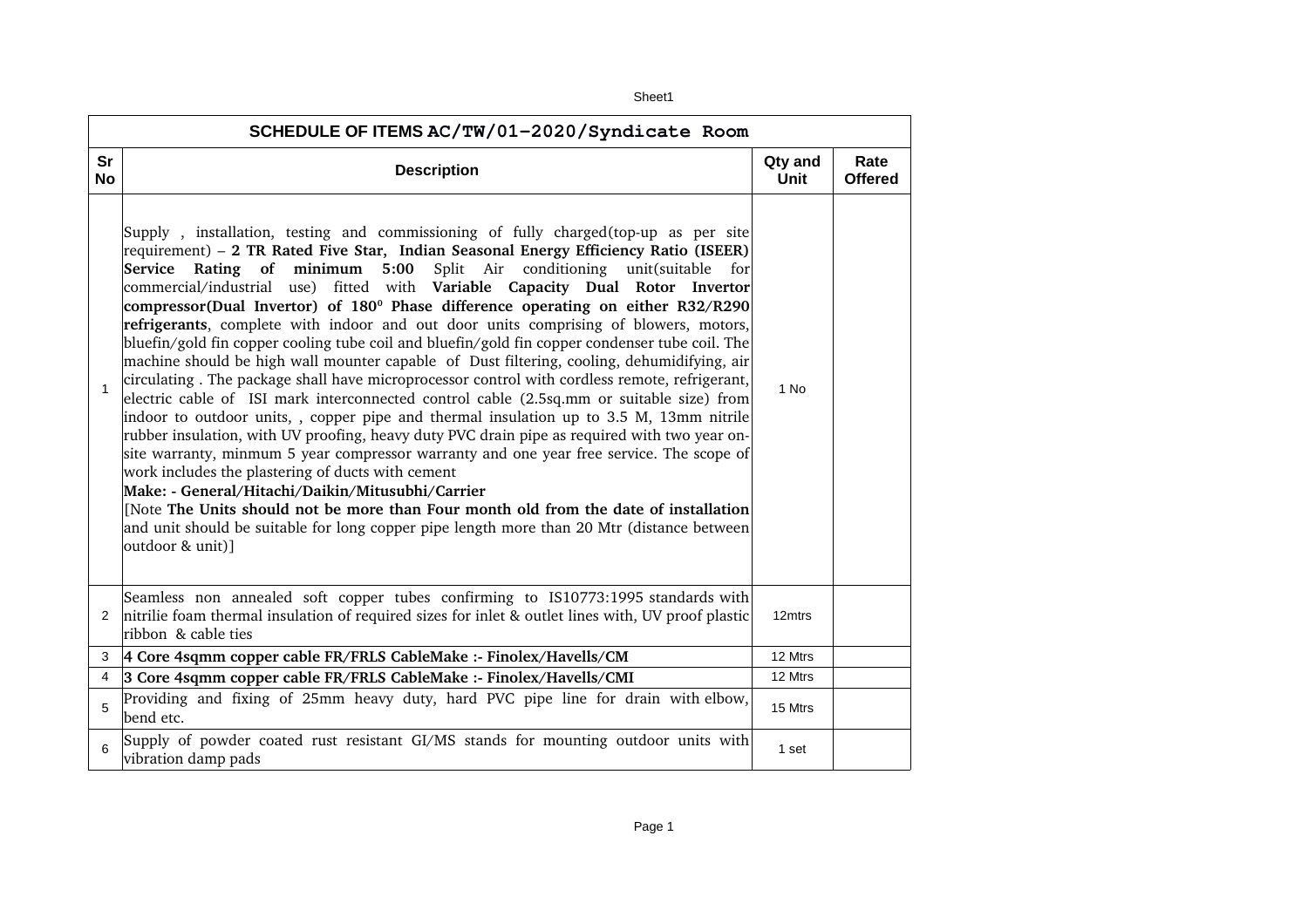| SCHEDULE OF ITEMS AC/TW/01–2020/Syndicate Room | | | |
|---|---|---|---|
| **Sr No** | **Description** | **Qty and Unit** | **Rate Offered** |
| 1 | Supply , installation, testing and commissioning of fully charged(top-up as per site requirement) – **2 TR Rated Five Star, Indian Seasonal Energy Efficiency Ratio (ISEER) Service Rating of minimum 5:00** Split Air conditioning unit(suitable for commercial/industrial use) fitted with **Variable Capacity Dual Rotor Invertor compressor(Dual Invertor) of 180⁰ Phase difference operating on either R32/R290 refrigerants**, complete with indoor and out door units comprising of blowers, motors, bluefin/gold fin copper cooling tube coil and bluefin/gold fin copper condenser tube coil. The machine should be high wall mounter capable of Dust filtering, cooling, dehumidifying, air circulating . The package shall have microprocessor control with cordless remote, refrigerant, electric cable of ISI mark interconnected control cable (2.5sq.mm or suitable size) from indoor to outdoor units, , copper pipe and thermal insulation up to 3.5 M, 13mm nitrile rubber insulation, with UV proofing, heavy duty PVC drain pipe as required with two year on-site warranty, minmum 5 year compressor warranty and one year free service. The scope of work includes the plastering of ducts with cement<br>**Make: - General/Hitachi/Daikin/Mitusubhi/Carrier**<br>[Note **The Units should not be more than Four month old from the date of installation** and unit should be suitable for long copper pipe length more than 20 Mtr (distance between outdoor & unit)] | 1 No | |
| 2 | Seamless non annealed soft copper tubes confirming to IS10773:1995 standards with nitrilie foam thermal insulation of required sizes for inlet & outlet lines with, UV proof plastic ribbon & cable ties | 12mtrs | |
| 3 | **4 Core 4sqmm copper cable FR/FRLS CableMake :- Finolex/Havells/CM** | 12 Mtrs | |
| 4 | **3 Core 4sqmm copper cable FR/FRLS CableMake :- Finolex/Havells/CMI** | 12 Mtrs | |
| 5 | Providing and fixing of 25mm heavy duty, hard PVC pipe line for drain with elbow, bend etc. | 15 Mtrs | |
| 6 | Supply of powder coated rust resistant GI/MS stands for mounting outdoor units with vibration damp pads | 1 set | |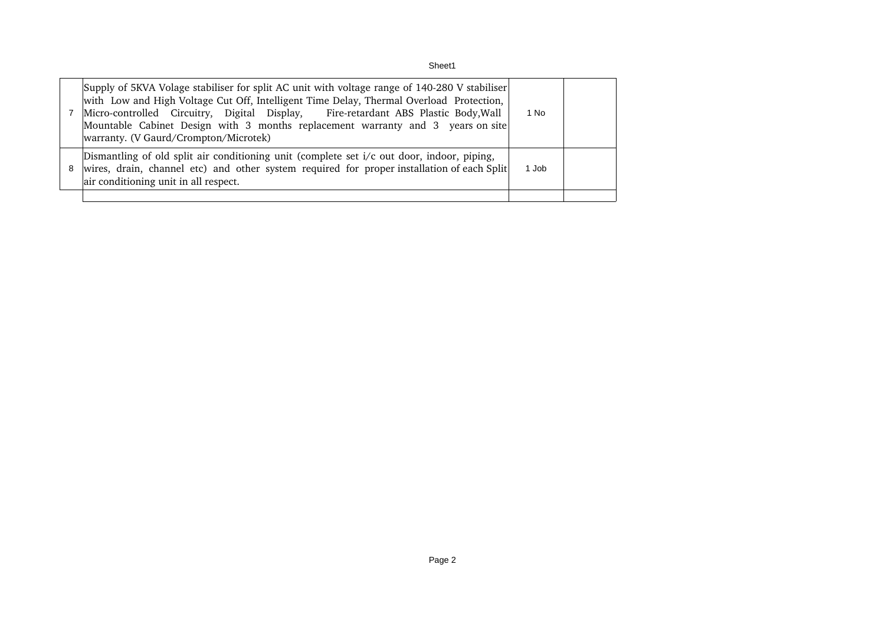| | | | |
|---|---|---|---|
| 7 | Supply of 5KVA Volage stabiliser for split AC unit with voltage range of 140-280 V stabiliser with Low and High Voltage Cut Off, Intelligent Time Delay, Thermal Overload Protection, Micro-controlled Circuitry, Digital Display, Fire-retardant ABS Plastic Body,Wall Mountable Cabinet Design with 3 months replacement warranty and 3 years on site warranty. (V Gaurd/Crompton/Microtek) | 1 No | |
| 8 | Dismantling of old split air conditioning unit (complete set i/c out door, indoor, piping, wires, drain, channel etc) and other system required for proper installation of each Split air conditioning unit in all respect. | 1 Job | |
| | | | |